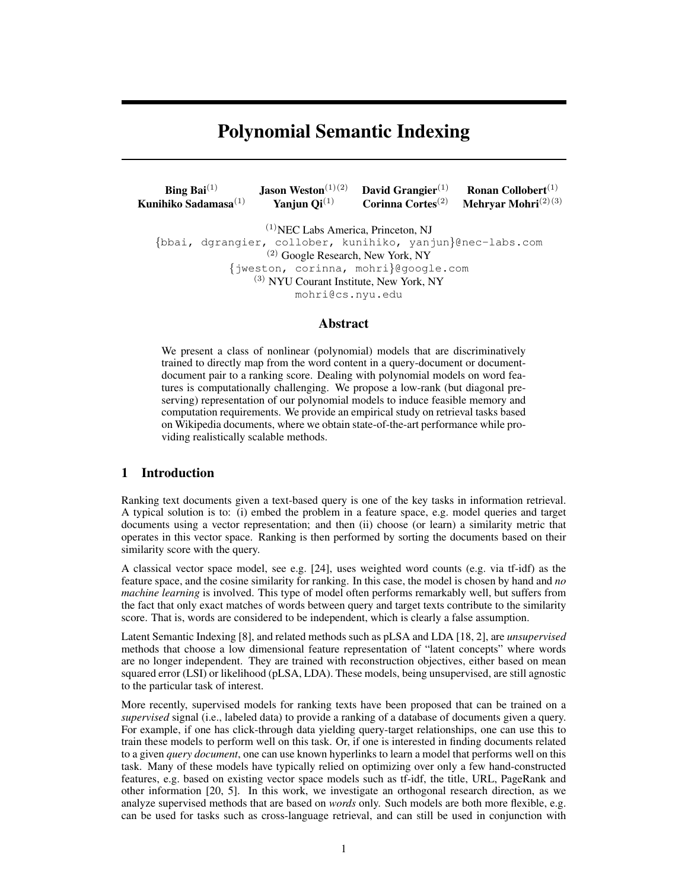# Polynomial Semantic Indexing

**Bing Bai**[1] **Jason Weston**[1][2] **David Grangier**[1] **Ronan Collobert**[1]
**Kunihiko Sadamasa**[1] **Yanjun Qi**[1] **Corinna Cortes**[2] **Mehryar Mohri**[2][3]

[1] NEC Labs America, Princeton, NJ
{bbai, dgrangier, collober, kunihiko, yanjun}@nec-labs.com
[2] Google Research, New York, NY
{jweston, corinna, mohri}@google.com
[3] NYU Courant Institute, New York, NY
mohri@cs.nyu.edu

## Abstract

We present a class of nonlinear (polynomial) models that are discriminatively trained to directly map from the word content in a query-document or document-document pair to a ranking score. Dealing with polynomial models on word features is computationally challenging. We propose a low-rank (but diagonal preserving) representation of our polynomial models to induce feasible memory and computation requirements. We provide an empirical study on retrieval tasks based on Wikipedia documents, where we obtain state-of-the-art performance while providing realistically scalable methods.

## 1 Introduction

Ranking text documents given a text-based query is one of the key tasks in information retrieval. A typical solution is to: (i) embed the problem in a feature space, e.g. model queries and target documents using a vector representation; and then (ii) choose (or learn) a similarity metric that operates in this vector space. Ranking is then performed by sorting the documents based on their similarity score with the query.

A classical vector space model, see e.g. [24], uses weighted word counts (e.g. via tf-idf) as the feature space, and the cosine similarity for ranking. In this case, the model is chosen by hand and *no machine learning* is involved. This type of model often performs remarkably well, but suffers from the fact that only exact matches of words between query and target texts contribute to the similarity score. That is, words are considered to be independent, which is clearly a false assumption.

Latent Semantic Indexing [8], and related methods such as pLSA and LDA [18, 2], are *unsupervised* methods that choose a low dimensional feature representation of "latent concepts" where words are no longer independent. They are trained with reconstruction objectives, either based on mean squared error (LSI) or likelihood (pLSA, LDA). These models, being unsupervised, are still agnostic to the particular task of interest.

More recently, supervised models for ranking texts have been proposed that can be trained on a *supervised* signal (i.e., labeled data) to provide a ranking of a database of documents given a query. For example, if one has click-through data yielding query-target relationships, one can use this to train these models to perform well on this task. Or, if one is interested in finding documents related to a given *query document*, one can use known hyperlinks to learn a model that performs well on this task. Many of these models have typically relied on optimizing over only a few hand-constructed features, e.g. based on existing vector space models such as tf-idf, the title, URL, PageRank and other information [20, 5]. In this work, we investigate an orthogonal research direction, as we analyze supervised methods that are based on *words* only. Such models are both more flexible, e.g. can be used for tasks such as cross-language retrieval, and can still be used in conjunction with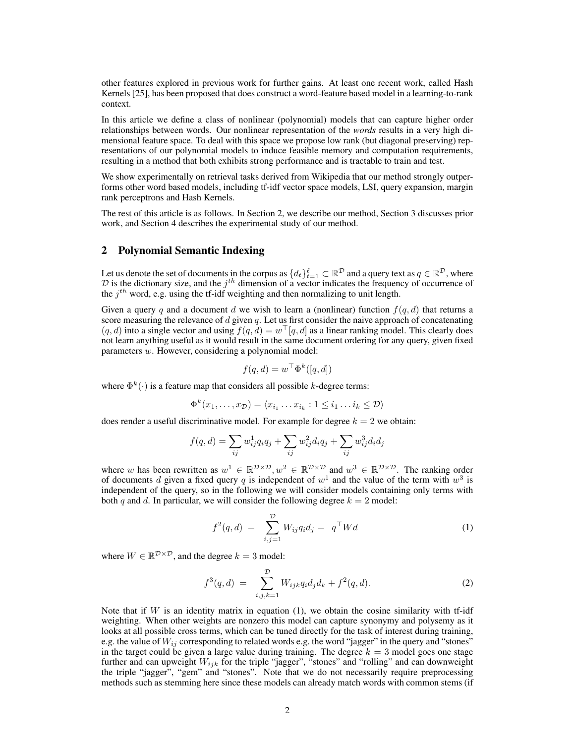other features explored in previous work for further gains. At least one recent work, called Hash Kernels [25], has been proposed that does construct a word-feature based model in a learning-to-rank context.

In this article we define a class of nonlinear (polynomial) models that can capture higher order relationships between words. Our nonlinear representation of the *words* results in a very high dimensional feature space. To deal with this space we propose low rank (but diagonal preserving) representations of our polynomial models to induce feasible memory and computation requirements, resulting in a method that both exhibits strong performance and is tractable to train and test.

We show experimentally on retrieval tasks derived from Wikipedia that our method strongly outperforms other word based models, including tf-idf vector space models, LSI, query expansion, margin rank perceptrons and Hash Kernels.

The rest of this article is as follows. In Section 2, we describe our method, Section 3 discusses prior work, and Section 4 describes the experimental study of our method.

## 2 Polynomial Semantic Indexing

Let us denote the set of documents in the corpus as $\{d_t\}_{t=1}^{\ell} \subset \mathbb{R}^{\mathcal{D}}$ and a query text as $q \in \mathbb{R}^{\mathcal{D}}$, where $\mathcal{D}$ is the dictionary size, and the $j^{th}$ dimension of a vector indicates the frequency of occurrence of the $j^{th}$ word, e.g. using the tf-idf weighting and then normalizing to unit length.

Given a query $q$ and a document $d$ we wish to learn a (nonlinear) function $f(q, d)$ that returns a score measuring the relevance of $d$ given $q$. Let us first consider the naive approach of concatenating $(q, d)$ into a single vector and using $f(q, d) = w^\top [q, d]$ as a linear ranking model. This clearly does not learn anything useful as it would result in the same document ordering for any query, given fixed parameters $w$. However, considering a polynomial model:

$$f(q, d) = w^\top \Phi^k([q, d])$$

where $\Phi^k(\cdot)$ is a feature map that considers all possible $k$-degree terms:

$$\Phi^k(x_1, \ldots, x_{\mathcal{D}}) = \langle x_{i_1} \ldots x_{i_k} : 1 \leq i_1 \ldots i_k \leq \mathcal{D} \rangle$$

does render a useful discriminative model. For example for degree $k = 2$ we obtain:

$$f(q, d) = \sum_{ij} w^1_{ij} q_i q_j + \sum_{ij} w^2_{ij} d_i q_j + \sum_{ij} w^3_{ij} d_i d_j$$

where $w$ has been rewritten as $w^1 \in \mathbb{R}^{\mathcal{D}\times\mathcal{D}}, w^2 \in \mathbb{R}^{\mathcal{D}\times\mathcal{D}}$ and $w^3 \in \mathbb{R}^{\mathcal{D}\times\mathcal{D}}$. The ranking order of documents $d$ given a fixed query $q$ is independent of $w^1$ and the value of the term with $w^3$ is independent of the query, so in the following we will consider models containing only terms with both $q$ and $d$. In particular, we will consider the following degree $k = 2$ model:

$$f^2(q, d) \; = \; \sum_{i,j=1}^{\mathcal{D}} W_{ij} q_i d_j = \; q^\top W d \tag{1}$$

where $W \in \mathbb{R}^{\mathcal{D}\times\mathcal{D}}$, and the degree $k = 3$ model:

$$f^3(q, d) \; = \; \sum_{i,j,k=1}^{\mathcal{D}} W_{ijk} q_i d_j d_k + f^2(q, d). \tag{2}$$

Note that if $W$ is an identity matrix in equation (1), we obtain the cosine similarity with tf-idf weighting. When other weights are nonzero this model can capture synonymy and polysemy as it looks at all possible cross terms, which can be tuned directly for the task of interest during training, e.g. the value of $W_{ij}$ corresponding to related words e.g. the word "jagger" in the query and "stones" in the target could be given a large value during training. The degree $k = 3$ model goes one stage further and can upweight $W_{ijk}$ for the triple "jagger", "stones" and "rolling" and can downweight the triple "jagger", "gem" and "stones". Note that we do not necessarily require preprocessing methods such as stemming here since these models can already match words with common stems (if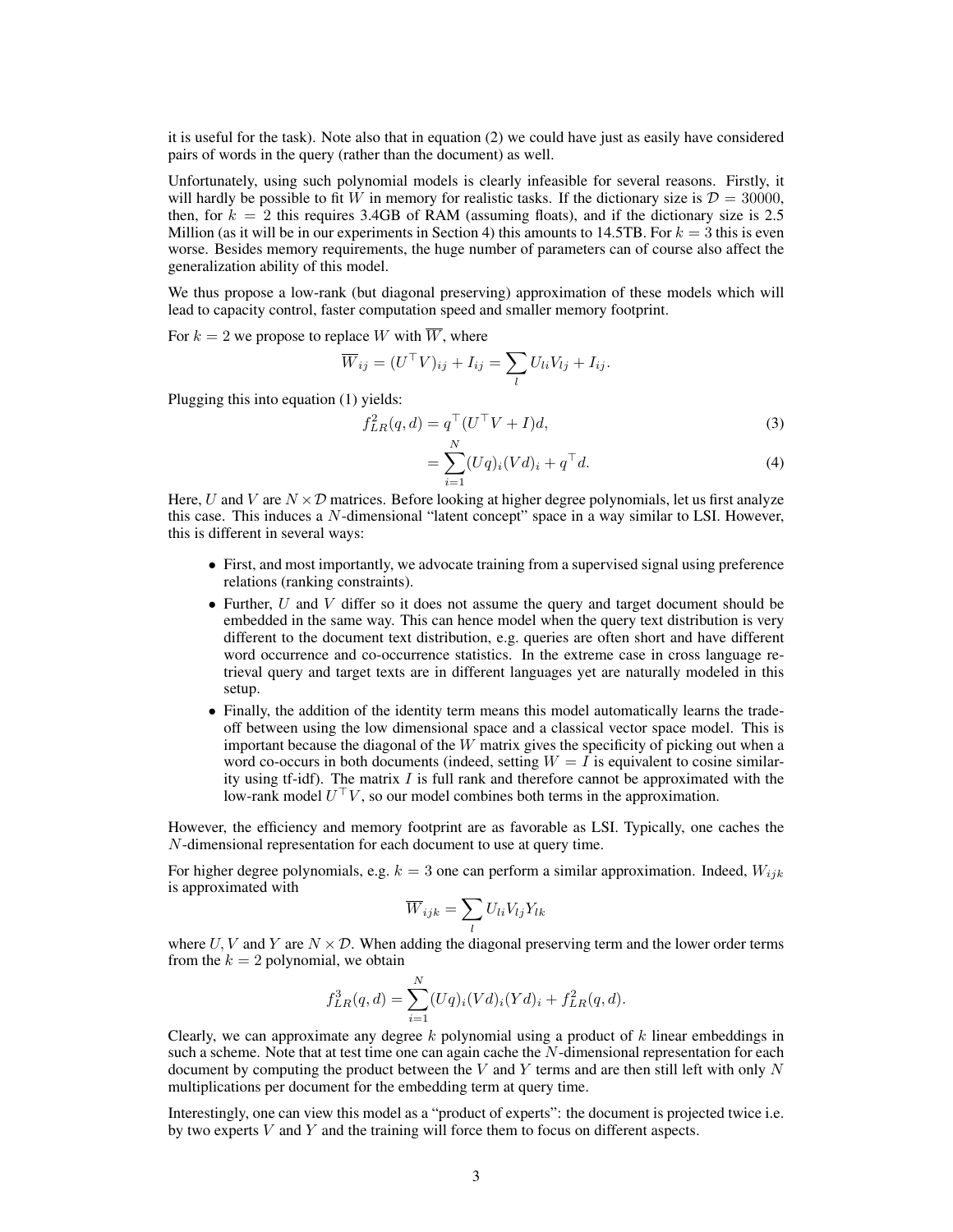it is useful for the task). Note also that in equation (2) we could have just as easily have considered pairs of words in the query (rather than the document) as well.

Unfortunately, using such polynomial models is clearly infeasible for several reasons. Firstly, it will hardly be possible to fit $W$ in memory for realistic tasks. If the dictionary size is $\mathcal{D} = 30000$, then, for $k = 2$ this requires 3.4GB of RAM (assuming floats), and if the dictionary size is 2.5 Million (as it will be in our experiments in Section 4) this amounts to 14.5TB. For $k = 3$ this is even worse. Besides memory requirements, the huge number of parameters can of course also affect the generalization ability of this model.

We thus propose a low-rank (but diagonal preserving) approximation of these models which will lead to capacity control, faster computation speed and smaller memory footprint.

For $k = 2$ we propose to replace $W$ with $\overline{W}$, where

$$\overline{W}_{ij} = (U^\top V)_{ij} + I_{ij} = \sum_l U_{li} V_{lj} + I_{ij}.$$

Plugging this into equation (1) yields:

$$f^2_{LR}(q, d) = q^\top (U^\top V + I) d, \tag{3}$$

$$= \sum_{i=1}^{N} (Uq)_i (Vd)_i + q^\top d. \tag{4}$$

Here, $U$ and $V$ are $N \times \mathcal{D}$ matrices. Before looking at higher degree polynomials, let us first analyze this case. This induces a $N$-dimensional "latent concept" space in a way similar to LSI. However, this is different in several ways:

- First, and most importantly, we advocate training from a supervised signal using preference relations (ranking constraints).
- Further, $U$ and $V$ differ so it does not assume the query and target document should be embedded in the same way. This can hence model when the query text distribution is very different to the document text distribution, e.g. queries are often short and have different word occurrence and co-occurrence statistics. In the extreme case in cross language retrieval query and target texts are in different languages yet are naturally modeled in this setup.
- Finally, the addition of the identity term means this model automatically learns the tradeoff between using the low dimensional space and a classical vector space model. This is important because the diagonal of the $W$ matrix gives the specificity of picking out when a word co-occurs in both documents (indeed, setting $W = I$ is equivalent to cosine similarity using tf-idf). The matrix $I$ is full rank and therefore cannot be approximated with the low-rank model $U^\top V$, so our model combines both terms in the approximation.

However, the efficiency and memory footprint are as favorable as LSI. Typically, one caches the $N$-dimensional representation for each document to use at query time.

For higher degree polynomials, e.g. $k = 3$ one can perform a similar approximation. Indeed, $W_{ijk}$ is approximated with

$$\overline{W}_{ijk} = \sum_l U_{li} V_{lj} Y_{lk}$$

where $U, V$ and $Y$ are $N \times \mathcal{D}$. When adding the diagonal preserving term and the lower order terms from the $k = 2$ polynomial, we obtain

$$f^3_{LR}(q, d) = \sum_{i=1}^{N} (Uq)_i (Vd)_i (Yd)_i + f^2_{LR}(q, d).$$

Clearly, we can approximate any degree $k$ polynomial using a product of $k$ linear embeddings in such a scheme. Note that at test time one can again cache the $N$-dimensional representation for each document by computing the product between the $V$ and $Y$ terms and are then still left with only $N$ multiplications per document for the embedding term at query time.

Interestingly, one can view this model as a "product of experts": the document is projected twice i.e. by two experts $V$ and $Y$ and the training will force them to focus on different aspects.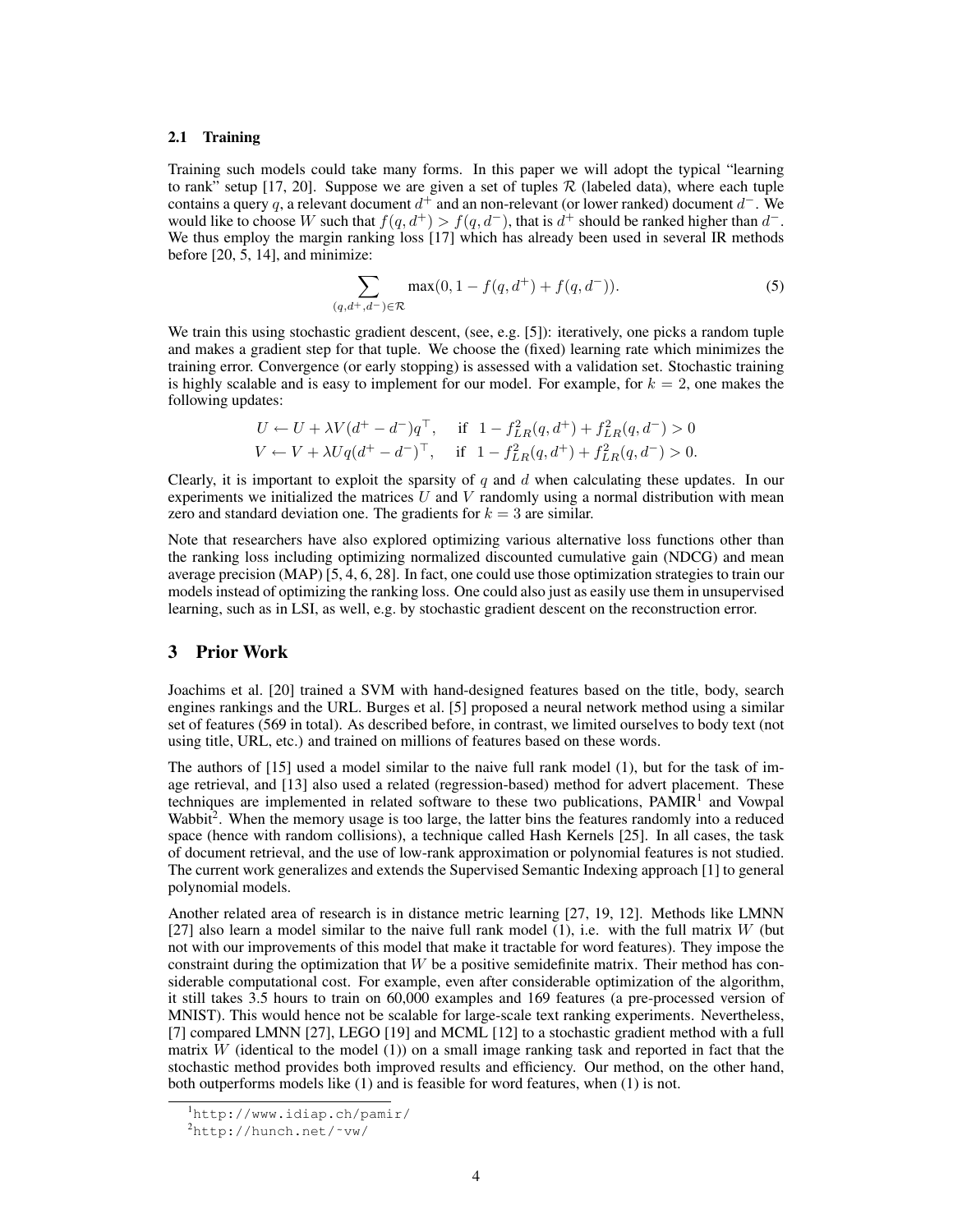### 2.1 Training

Training such models could take many forms. In this paper we will adopt the typical "learning to rank" setup [17, 20]. Suppose we are given a set of tuples $\mathcal{R}$ (labeled data), where each tuple contains a query $q$, a relevant document $d^+$ and an non-relevant (or lower ranked) document $d^-$. We would like to choose $W$ such that $f(q, d^+) > f(q, d^-)$, that is $d^+$ should be ranked higher than $d^-$. We thus employ the margin ranking loss [17] which has already been used in several IR methods before [20, 5, 14], and minimize:

$$\sum_{(q,d^+,d^-)\in\mathcal{R}} \max(0, 1 - f(q, d^+) + f(q, d^-)). \tag{5}$$

We train this using stochastic gradient descent, (see, e.g. [5]): iteratively, one picks a random tuple and makes a gradient step for that tuple. We choose the (fixed) learning rate which minimizes the training error. Convergence (or early stopping) is assessed with a validation set. Stochastic training is highly scalable and is easy to implement for our model. For example, for $k = 2$, one makes the following updates:

$$U \leftarrow U + \lambda V(d^+ - d^-)q^\top, \quad \text{if } \; 1 - f^2_{LR}(q, d^+) + f^2_{LR}(q, d^-) > 0$$
$$V \leftarrow V + \lambda Uq(d^+ - d^-)^\top, \quad \text{if } \; 1 - f^2_{LR}(q, d^+) + f^2_{LR}(q, d^-) > 0.$$

Clearly, it is important to exploit the sparsity of $q$ and $d$ when calculating these updates. In our experiments we initialized the matrices $U$ and $V$ randomly using a normal distribution with mean zero and standard deviation one. The gradients for $k = 3$ are similar.

Note that researchers have also explored optimizing various alternative loss functions other than the ranking loss including optimizing normalized discounted cumulative gain (NDCG) and mean average precision (MAP) [5, 4, 6, 28]. In fact, one could use those optimization strategies to train our models instead of optimizing the ranking loss. One could also just as easily use them in unsupervised learning, such as in LSI, as well, e.g. by stochastic gradient descent on the reconstruction error.

## 3 Prior Work

Joachims et al. [20] trained a SVM with hand-designed features based on the title, body, search engines rankings and the URL. Burges et al. [5] proposed a neural network method using a similar set of features (569 in total). As described before, in contrast, we limited ourselves to body text (not using title, URL, etc.) and trained on millions of features based on these words.

The authors of [15] used a model similar to the naive full rank model (1), but for the task of image retrieval, and [13] also used a related (regression-based) method for advert placement. These techniques are implemented in related software to these two publications, PAMIR[1] and Vowpal Wabbit[2]. When the memory usage is too large, the latter bins the features randomly into a reduced space (hence with random collisions), a technique called Hash Kernels [25]. In all cases, the task of document retrieval, and the use of low-rank approximation or polynomial features is not studied. The current work generalizes and extends the Supervised Semantic Indexing approach [1] to general polynomial models.

Another related area of research is in distance metric learning [27, 19, 12]. Methods like LMNN [27] also learn a model similar to the naive full rank model (1), i.e. with the full matrix $W$ (but not with our improvements of this model that make it tractable for word features). They impose the constraint during the optimization that $W$ be a positive semidefinite matrix. Their method has considerable computational cost. For example, even after considerable optimization of the algorithm, it still takes 3.5 hours to train on 60,000 examples and 169 features (a pre-processed version of MNIST). This would hence not be scalable for large-scale text ranking experiments. Nevertheless, [7] compared LMNN [27], LEGO [19] and MCML [12] to a stochastic gradient method with a full matrix $W$ (identical to the model (1)) on a small image ranking task and reported in fact that the stochastic method provides both improved results and efficiency. Our method, on the other hand, both outperforms models like (1) and is feasible for word features, when (1) is not.

[1] http://www.idiap.ch/pamir/

[2] http://hunch.net/~vw/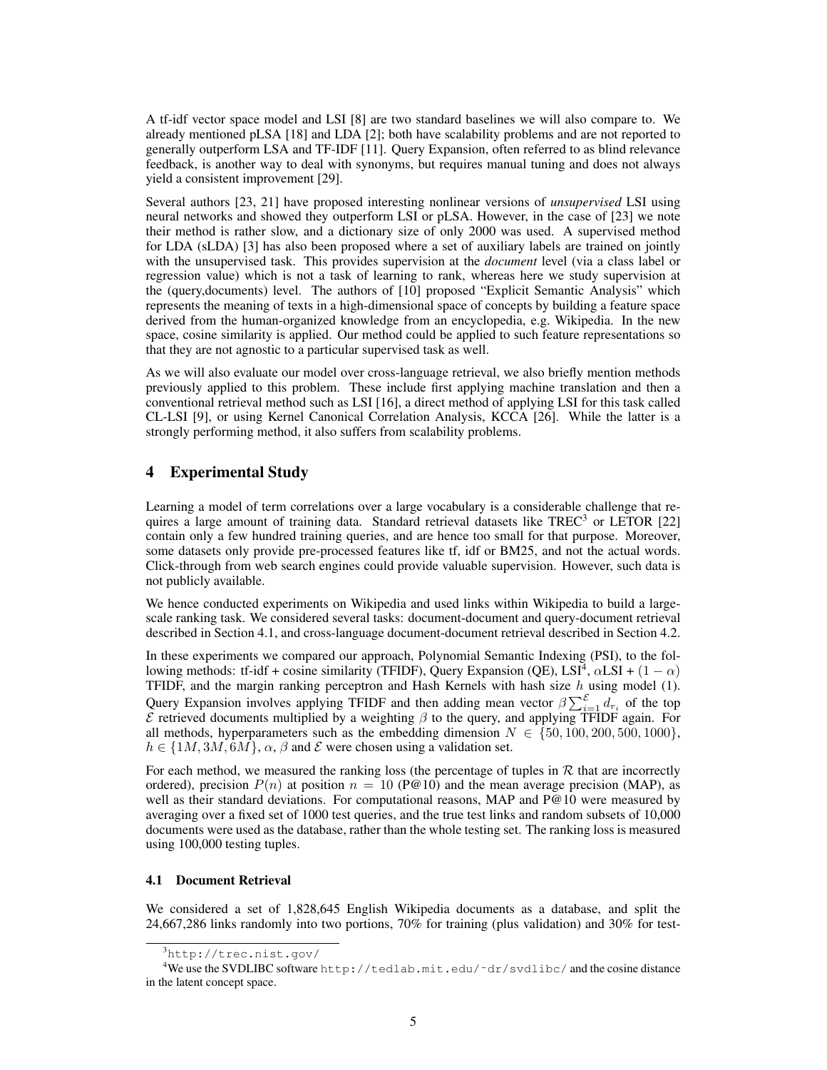A tf-idf vector space model and LSI [8] are two standard baselines we will also compare to. We already mentioned pLSA [18] and LDA [2]; both have scalability problems and are not reported to generally outperform LSA and TF-IDF [11]. Query Expansion, often referred to as blind relevance feedback, is another way to deal with synonyms, but requires manual tuning and does not always yield a consistent improvement [29].

Several authors [23, 21] have proposed interesting nonlinear versions of *unsupervised* LSI using neural networks and showed they outperform LSI or pLSA. However, in the case of [23] we note their method is rather slow, and a dictionary size of only 2000 was used. A supervised method for LDA (sLDA) [3] has also been proposed where a set of auxiliary labels are trained on jointly with the unsupervised task. This provides supervision at the *document* level (via a class label or regression value) which is not a task of learning to rank, whereas here we study supervision at the (query,documents) level. The authors of [10] proposed "Explicit Semantic Analysis" which represents the meaning of texts in a high-dimensional space of concepts by building a feature space derived from the human-organized knowledge from an encyclopedia, e.g. Wikipedia. In the new space, cosine similarity is applied. Our method could be applied to such feature representations so that they are not agnostic to a particular supervised task as well.

As we will also evaluate our model over cross-language retrieval, we also briefly mention methods previously applied to this problem. These include first applying machine translation and then a conventional retrieval method such as LSI [16], a direct method of applying LSI for this task called CL-LSI [9], or using Kernel Canonical Correlation Analysis, KCCA [26]. While the latter is a strongly performing method, it also suffers from scalability problems.

## 4 Experimental Study

Learning a model of term correlations over a large vocabulary is a considerable challenge that requires a large amount of training data. Standard retrieval datasets like TREC[3] or LETOR [22] contain only a few hundred training queries, and are hence too small for that purpose. Moreover, some datasets only provide pre-processed features like tf, idf or BM25, and not the actual words. Click-through from web search engines could provide valuable supervision. However, such data is not publicly available.

We hence conducted experiments on Wikipedia and used links within Wikipedia to build a large-scale ranking task. We considered several tasks: document-document and query-document retrieval described in Section 4.1, and cross-language document-document retrieval described in Section 4.2.

In these experiments we compared our approach, Polynomial Semantic Indexing (PSI), to the following methods: tf-idf + cosine similarity (TFIDF), Query Expansion (QE), LSI[4], $\alpha$LSI + $(1-\alpha)$ TFIDF, and the margin ranking perceptron and Hash Kernels with hash size $h$ using model (1). Query Expansion involves applying TFIDF and then adding mean vector $\beta \sum_{i=1}^{\mathcal{E}} d_{r_i}$ of the top $\mathcal{E}$ retrieved documents multiplied by a weighting $\beta$ to the query, and applying TFIDF again. For all methods, hyperparameters such as the embedding dimension $N \in \{50, 100, 200, 500, 1000\}$, $h \in \{1M, 3M, 6M\}$, $\alpha$, $\beta$ and $\mathcal{E}$ were chosen using a validation set.

For each method, we measured the ranking loss (the percentage of tuples in $\mathcal{R}$ that are incorrectly ordered), precision $P(n)$ at position $n = 10$ (P@10) and the mean average precision (MAP), as well as their standard deviations. For computational reasons, MAP and P@10 were measured by averaging over a fixed set of 1000 test queries, and the true test links and random subsets of 10,000 documents were used as the database, rather than the whole testing set. The ranking loss is measured using 100,000 testing tuples.

### 4.1 Document Retrieval

We considered a set of 1,828,645 English Wikipedia documents as a database, and split the 24,667,286 links randomly into two portions, 70% for training (plus validation) and 30% for test-

[3] http://trec.nist.gov/

[4] We use the SVDLIBC software http://tedlab.mit.edu/~dr/svdlibc/ and the cosine distance in the latent concept space.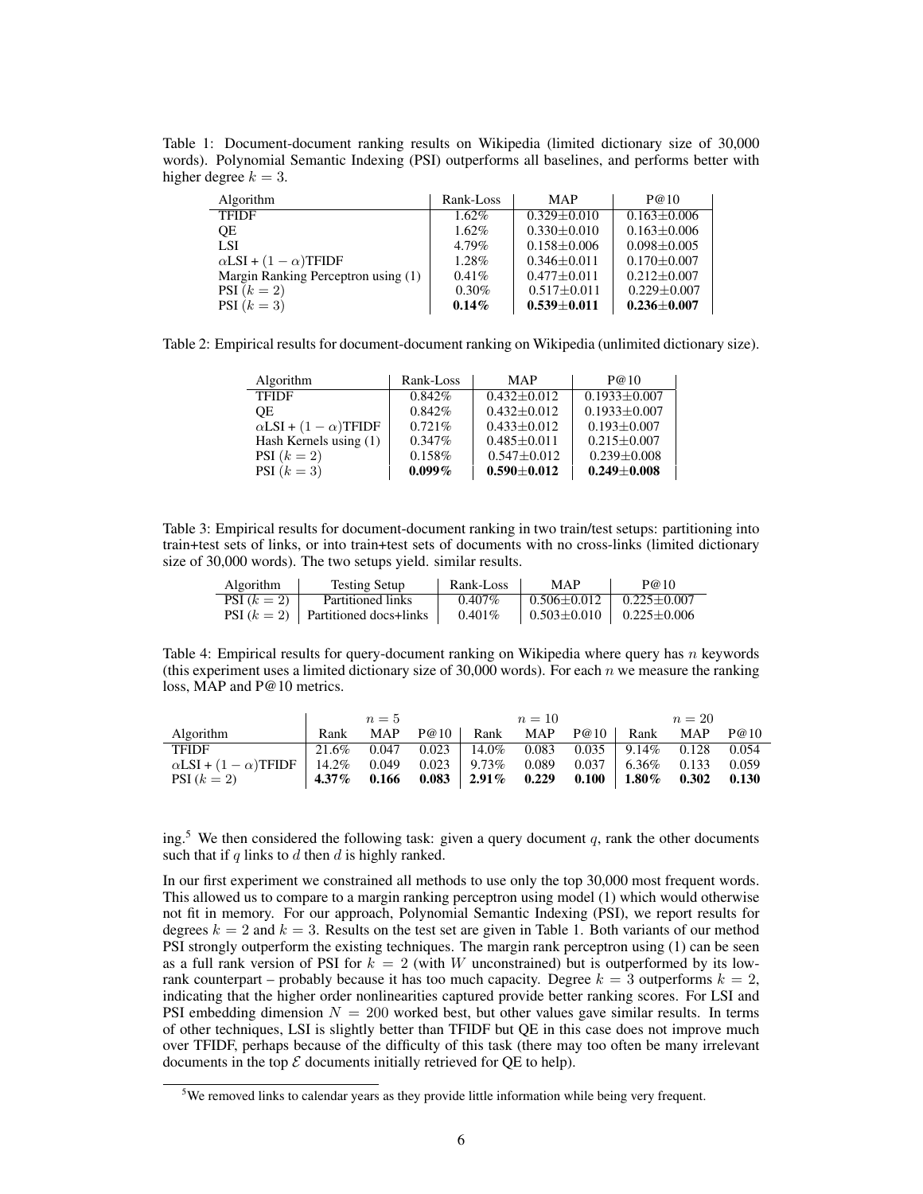Table 1: Document-document ranking results on Wikipedia (limited dictionary size of 30,000 words). Polynomial Semantic Indexing (PSI) outperforms all baselines, and performs better with higher degree $k = 3$.

| Algorithm | Rank-Loss | MAP | P@10 |
|---|---|---|---|
| TFIDF | 1.62% | 0.329±0.010 | 0.163±0.006 |
| QE | 1.62% | 0.330±0.010 | 0.163±0.006 |
| LSI | 4.79% | 0.158±0.006 | 0.098±0.005 |
| $\alpha$LSI + $(1-\alpha)$TFIDF | 1.28% | 0.346±0.011 | 0.170±0.007 |
| Margin Ranking Perceptron using (1) | 0.41% | 0.477±0.011 | 0.212±0.007 |
| PSI $(k = 2)$ | 0.30% | 0.517±0.011 | 0.229±0.007 |
| PSI $(k = 3)$ | **0.14%** | **0.539±0.011** | **0.236±0.007** |

Table 2: Empirical results for document-document ranking on Wikipedia (unlimited dictionary size).

| Algorithm | Rank-Loss | MAP | P@10 |
|---|---|---|---|
| TFIDF | 0.842% | 0.432±0.012 | 0.1933±0.007 |
| QE | 0.842% | 0.432±0.012 | 0.1933±0.007 |
| $\alpha$LSI + $(1-\alpha)$TFIDF | 0.721% | 0.433±0.012 | 0.193±0.007 |
| Hash Kernels using (1) | 0.347% | 0.485±0.011 | 0.215±0.007 |
| PSI $(k = 2)$ | 0.158% | 0.547±0.012 | 0.239±0.008 |
| PSI $(k = 3)$ | **0.099%** | **0.590±0.012** | **0.249±0.008** |

Table 3: Empirical results for document-document ranking in two train/test setups: partitioning into train+test sets of links, or into train+test sets of documents with no cross-links (limited dictionary size of 30,000 words). The two setups yield. similar results.

| Algorithm | Testing Setup | Rank-Loss | MAP | P@10 |
|---|---|---|---|---|
| PSI $(k = 2)$ | Partitioned links | 0.407% | 0.506±0.012 | 0.225±0.007 |
| PSI $(k = 2)$ | Partitioned docs+links | 0.401% | 0.503±0.010 | 0.225±0.006 |

Table 4: Empirical results for query-document ranking on Wikipedia where query has $n$ keywords (this experiment uses a limited dictionary size of 30,000 words). For each $n$ we measure the ranking loss, MAP and P@10 metrics.

| | $n = 5$ | | | $n = 10$ | | | $n = 20$ | | |
|---|---|---|---|---|---|---|---|---|---|
| Algorithm | Rank | MAP | P@10 | Rank | MAP | P@10 | Rank | MAP | P@10 |
| TFIDF | 21.6% | 0.047 | 0.023 | 14.0% | 0.083 | 0.035 | 9.14% | 0.128 | 0.054 |
| $\alpha$LSI + $(1-\alpha)$TFIDF | 14.2% | 0.049 | 0.023 | 9.73% | 0.089 | 0.037 | 6.36% | 0.133 | 0.059 |
| PSI $(k = 2)$ | **4.37%** | **0.166** | **0.083** | **2.91%** | **0.229** | **0.100** | **1.80%** | **0.302** | **0.130** |

ing.[5] We then considered the following task: given a query document $q$, rank the other documents such that if $q$ links to $d$ then $d$ is highly ranked.

In our first experiment we constrained all methods to use only the top 30,000 most frequent words. This allowed us to compare to a margin ranking perceptron using model (1) which would otherwise not fit in memory. For our approach, Polynomial Semantic Indexing (PSI), we report results for degrees $k = 2$ and $k = 3$. Results on the test set are given in Table 1. Both variants of our method PSI strongly outperform the existing techniques. The margin rank perceptron using (1) can be seen as a full rank version of PSI for $k = 2$ (with $W$ unconstrained) but is outperformed by its low-rank counterpart – probably because it has too much capacity. Degree $k = 3$ outperforms $k = 2$, indicating that the higher order nonlinearities captured provide better ranking scores. For LSI and PSI embedding dimension $N = 200$ worked best, but other values gave similar results. In terms of other techniques, LSI is slightly better than TFIDF but QE in this case does not improve much over TFIDF, perhaps because of the difficulty of this task (there may too often be many irrelevant documents in the top $\mathcal{E}$ documents initially retrieved for QE to help).

[5] We removed links to calendar years as they provide little information while being very frequent.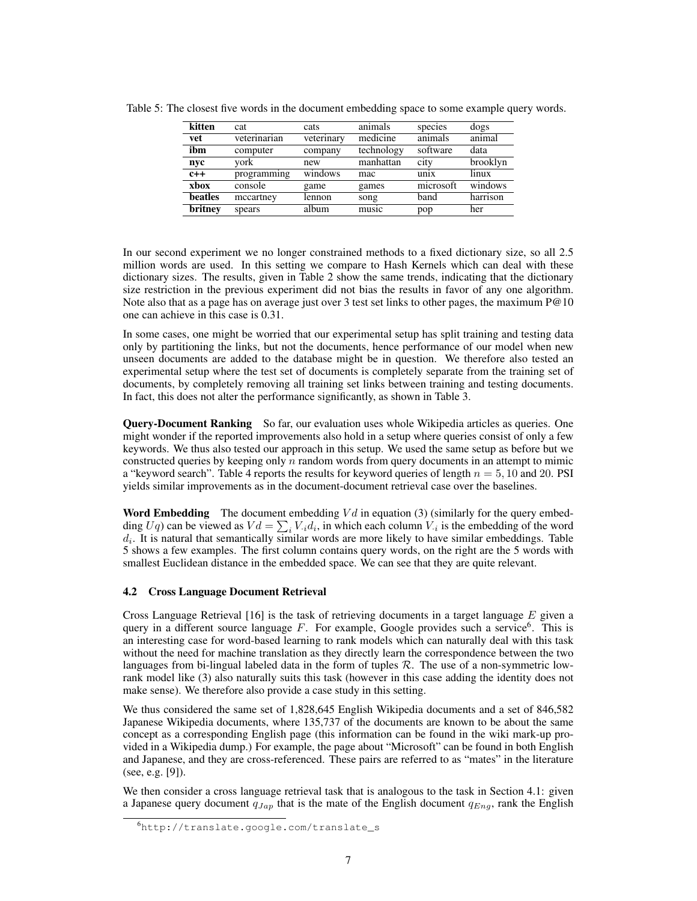Table 5: The closest five words in the document embedding space to some example query words.

| **kitten** | cat | cats | animals | species | dogs |
|---|---|---|---|---|---|
| **vet** | veterinarian | veterinary | medicine | animals | animal |
| **ibm** | computer | company | technology | software | data |
| **nyc** | york | new | manhattan | city | brooklyn |
| **c++** | programming | windows | mac | unix | linux |
| **xbox** | console | game | games | microsoft | windows |
| **beatles** | mccartney | lennon | song | band | harrison |
| **britney** | spears | album | music | pop | her |

In our second experiment we no longer constrained methods to a fixed dictionary size, so all 2.5 million words are used. In this setting we compare to Hash Kernels which can deal with these dictionary sizes. The results, given in Table 2 show the same trends, indicating that the dictionary size restriction in the previous experiment did not bias the results in favor of any one algorithm. Note also that as a page has on average just over 3 test set links to other pages, the maximum P@10 one can achieve in this case is 0.31.

In some cases, one might be worried that our experimental setup has split training and testing data only by partitioning the links, but not the documents, hence performance of our model when new unseen documents are added to the database might be in question. We therefore also tested an experimental setup where the test set of documents is completely separate from the training set of documents, by completely removing all training set links between training and testing documents. In fact, this does not alter the performance significantly, as shown in Table 3.

**Query-Document Ranking** So far, our evaluation uses whole Wikipedia articles as queries. One might wonder if the reported improvements also hold in a setup where queries consist of only a few keywords. We thus also tested our approach in this setup. We used the same setup as before but we constructed queries by keeping only $n$ random words from query documents in an attempt to mimic a "keyword search". Table 4 reports the results for keyword queries of length $n = 5, 10$ and $20$. PSI yields similar improvements as in the document-document retrieval case over the baselines.

**Word Embedding** The document embedding $Vd$ in equation (3) (similarly for the query embedding $Uq$) can be viewed as $Vd = \sum_i V_{\cdot i} d_i$, in which each column $V_{\cdot i}$ is the embedding of the word $d_i$. It is natural that semantically similar words are more likely to have similar embeddings. Table 5 shows a few examples. The first column contains query words, on the right are the 5 words with smallest Euclidean distance in the embedded space. We can see that they are quite relevant.

### 4.2 Cross Language Document Retrieval

Cross Language Retrieval [16] is the task of retrieving documents in a target language $E$ given a query in a different source language $F$. For example, Google provides such a service[6]. This is an interesting case for word-based learning to rank models which can naturally deal with this task without the need for machine translation as they directly learn the correspondence between the two languages from bi-lingual labeled data in the form of tuples $\mathcal{R}$. The use of a non-symmetric low-rank model like (3) also naturally suits this task (however in this case adding the identity does not make sense). We therefore also provide a case study in this setting.

We thus considered the same set of 1,828,645 English Wikipedia documents and a set of 846,582 Japanese Wikipedia documents, where 135,737 of the documents are known to be about the same concept as a corresponding English page (this information can be found in the wiki mark-up provided in a Wikipedia dump.) For example, the page about "Microsoft" can be found in both English and Japanese, and they are cross-referenced. These pairs are referred to as "mates" in the literature (see, e.g. [9]).

We then consider a cross language retrieval task that is analogous to the task in Section 4.1: given a Japanese query document $q_{Jap}$ that is the mate of the English document $q_{Eng}$, rank the English

[6] http://translate.google.com/translate_s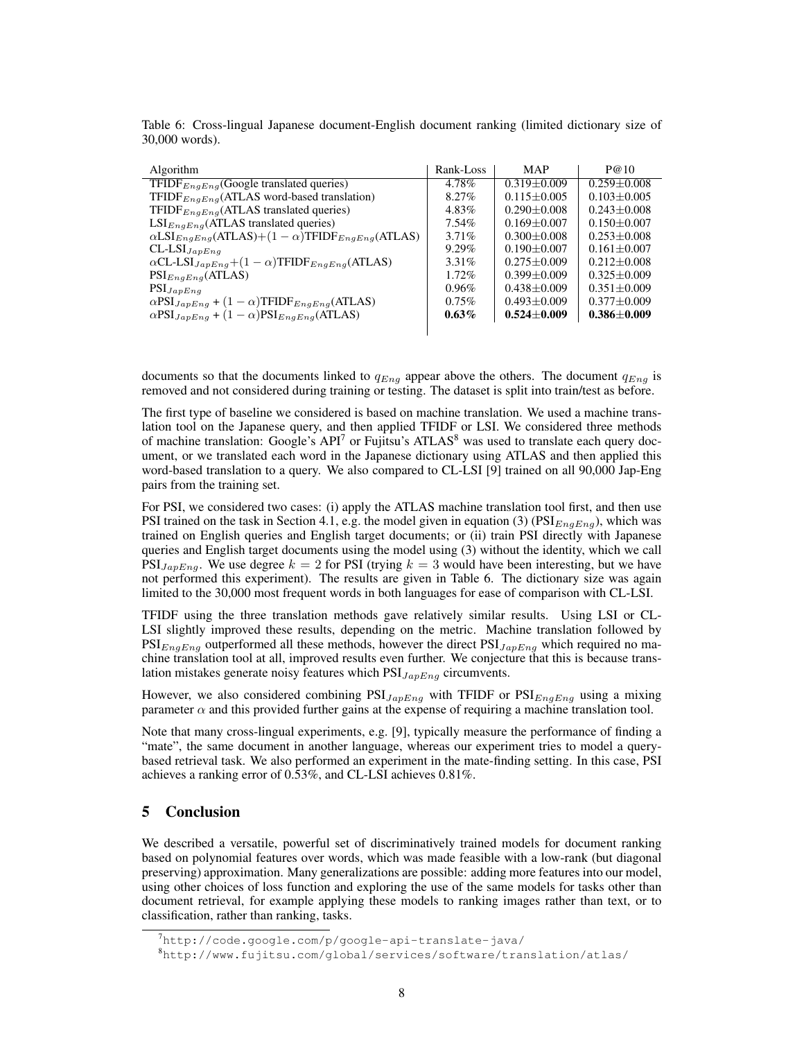Table 6: Cross-lingual Japanese document-English document ranking (limited dictionary size of 30,000 words).

| Algorithm | Rank-Loss | MAP | P@10 |
|---|---|---|---|
| $\text{TFIDF}_{EngEng}$(Google translated queries) | 4.78% | 0.319±0.009 | 0.259±0.008 |
| $\text{TFIDF}_{EngEng}$(ATLAS word-based translation) | 8.27% | 0.115±0.005 | 0.103±0.005 |
| $\text{TFIDF}_{EngEng}$(ATLAS translated queries) | 4.83% | 0.290±0.008 | 0.243±0.008 |
| $\text{LSI}_{EngEng}$(ATLAS translated queries) | 7.54% | 0.169±0.007 | 0.150±0.007 |
| $\alpha\text{LSI}_{EngEng}$(ATLAS)+$(1-\alpha)\text{TFIDF}_{EngEng}$(ATLAS) | 3.71% | 0.300±0.008 | 0.253±0.008 |
| $\text{CL-LSI}_{JapEng}$ | 9.29% | 0.190±0.007 | 0.161±0.007 |
| $\alpha\text{CL-LSI}_{JapEng}$+$(1-\alpha)\text{TFIDF}_{EngEng}$(ATLAS) | 3.31% | 0.275±0.009 | 0.212±0.008 |
| $\text{PSI}_{EngEng}$(ATLAS) | 1.72% | 0.399±0.009 | 0.325±0.009 |
| $\text{PSI}_{JapEng}$ | 0.96% | 0.438±0.009 | 0.351±0.009 |
| $\alpha\text{PSI}_{JapEng}$ + $(1-\alpha)\text{TFIDF}_{EngEng}$(ATLAS) | 0.75% | 0.493±0.009 | 0.377±0.009 |
| $\alpha\text{PSI}_{JapEng}$ + $(1-\alpha)\text{PSI}_{EngEng}$(ATLAS) | **0.63%** | **0.524±0.009** | **0.386±0.009** |

documents so that the documents linked to $q_{Eng}$ appear above the others. The document $q_{Eng}$ is removed and not considered during training or testing. The dataset is split into train/test as before.

The first type of baseline we considered is based on machine translation. We used a machine translation tool on the Japanese query, and then applied TFIDF or LSI. We considered three methods of machine translation: Google's API[7] or Fujitsu's ATLAS[8] was used to translate each query document, or we translated each word in the Japanese dictionary using ATLAS and then applied this word-based translation to a query. We also compared to CL-LSI [9] trained on all 90,000 Jap-Eng pairs from the training set.

For PSI, we considered two cases: (i) apply the ATLAS machine translation tool first, and then use PSI trained on the task in Section 4.1, e.g. the model given in equation (3) ($\text{PSI}_{EngEng}$), which was trained on English queries and English target documents; or (ii) train PSI directly with Japanese queries and English target documents using the model using (3) without the identity, which we call $\text{PSI}_{JapEng}$. We use degree $k = 2$ for PSI (trying $k = 3$ would have been interesting, but we have not performed this experiment). The results are given in Table 6. The dictionary size was again limited to the 30,000 most frequent words in both languages for ease of comparison with CL-LSI.

TFIDF using the three translation methods gave relatively similar results. Using LSI or CL-LSI slightly improved these results, depending on the metric. Machine translation followed by $\text{PSI}_{EngEng}$ outperformed all these methods, however the direct $\text{PSI}_{JapEng}$ which required no machine translation tool at all, improved results even further. We conjecture that this is because translation mistakes generate noisy features which $\text{PSI}_{JapEng}$ circumvents.

However, we also considered combining $\text{PSI}_{JapEng}$ with TFIDF or $\text{PSI}_{EngEng}$ using a mixing parameter $\alpha$ and this provided further gains at the expense of requiring a machine translation tool.

Note that many cross-lingual experiments, e.g. [9], typically measure the performance of finding a "mate", the same document in another language, whereas our experiment tries to model a query-based retrieval task. We also performed an experiment in the mate-finding setting. In this case, PSI achieves a ranking error of 0.53%, and CL-LSI achieves 0.81%.

## 5 Conclusion

We described a versatile, powerful set of discriminatively trained models for document ranking based on polynomial features over words, which was made feasible with a low-rank (but diagonal preserving) approximation. Many generalizations are possible: adding more features into our model, using other choices of loss function and exploring the use of the same models for tasks other than document retrieval, for example applying these models to ranking images rather than text, or to classification, rather than ranking, tasks.

[7] http://code.google.com/p/google-api-translate-java/

[8] http://www.fujitsu.com/global/services/software/translation/atlas/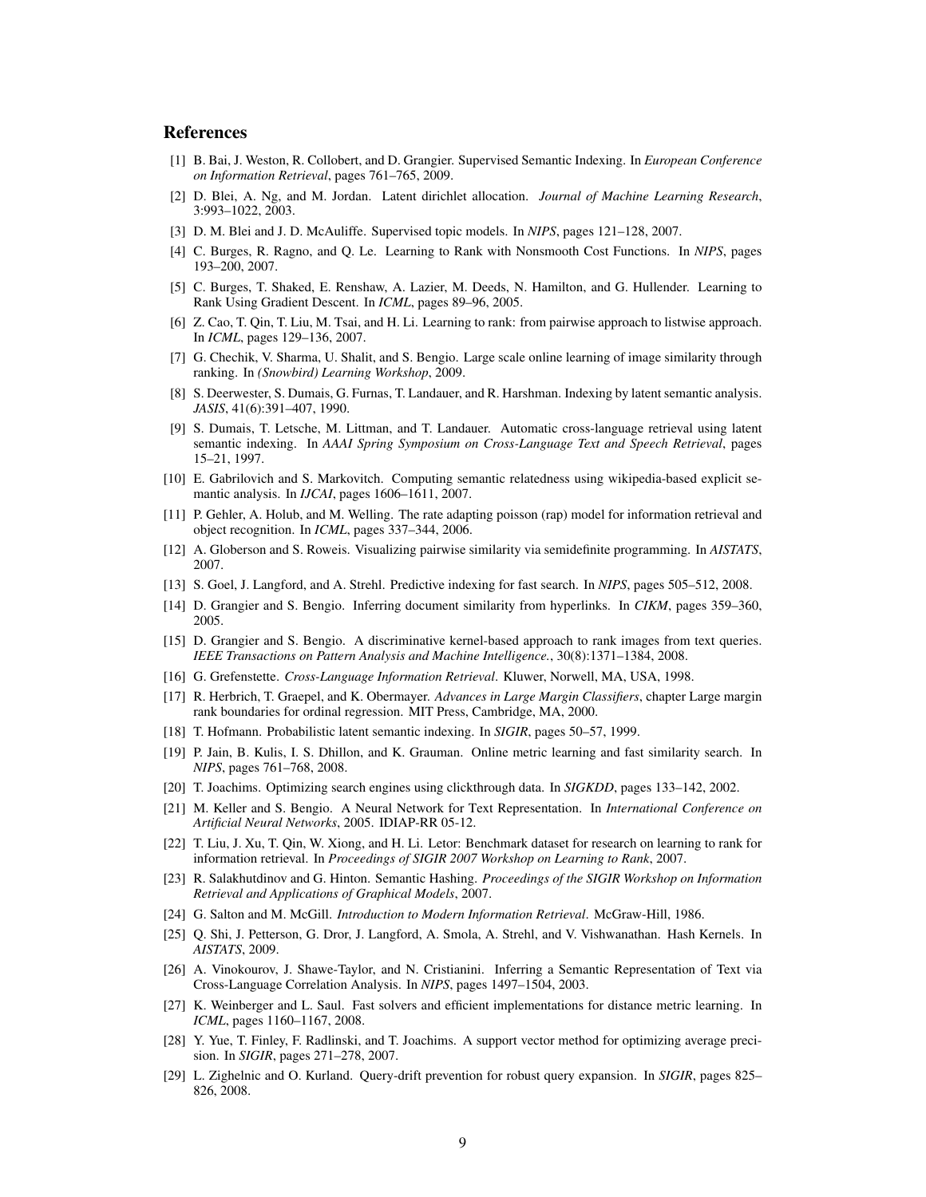## References

[1] B. Bai, J. Weston, R. Collobert, and D. Grangier. Supervised Semantic Indexing. In *European Conference on Information Retrieval*, pages 761–765, 2009.

[2] D. Blei, A. Ng, and M. Jordan. Latent dirichlet allocation. *Journal of Machine Learning Research*, 3:993–1022, 2003.

[3] D. M. Blei and J. D. McAuliffe. Supervised topic models. In *NIPS*, pages 121–128, 2007.

[4] C. Burges, R. Ragno, and Q. Le. Learning to Rank with Nonsmooth Cost Functions. In *NIPS*, pages 193–200, 2007.

[5] C. Burges, T. Shaked, E. Renshaw, A. Lazier, M. Deeds, N. Hamilton, and G. Hullender. Learning to Rank Using Gradient Descent. In *ICML*, pages 89–96, 2005.

[6] Z. Cao, T. Qin, T. Liu, M. Tsai, and H. Li. Learning to rank: from pairwise approach to listwise approach. In *ICML*, pages 129–136, 2007.

[7] G. Chechik, V. Sharma, U. Shalit, and S. Bengio. Large scale online learning of image similarity through ranking. In *(Snowbird) Learning Workshop*, 2009.

[8] S. Deerwester, S. Dumais, G. Furnas, T. Landauer, and R. Harshman. Indexing by latent semantic analysis. *JASIS*, 41(6):391–407, 1990.

[9] S. Dumais, T. Letsche, M. Littman, and T. Landauer. Automatic cross-language retrieval using latent semantic indexing. In *AAAI Spring Symposium on Cross-Language Text and Speech Retrieval*, pages 15–21, 1997.

[10] E. Gabrilovich and S. Markovitch. Computing semantic relatedness using wikipedia-based explicit semantic analysis. In *IJCAI*, pages 1606–1611, 2007.

[11] P. Gehler, A. Holub, and M. Welling. The rate adapting poisson (rap) model for information retrieval and object recognition. In *ICML*, pages 337–344, 2006.

[12] A. Globerson and S. Roweis. Visualizing pairwise similarity via semidefinite programming. In *AISTATS*, 2007.

[13] S. Goel, J. Langford, and A. Strehl. Predictive indexing for fast search. In *NIPS*, pages 505–512, 2008.

[14] D. Grangier and S. Bengio. Inferring document similarity from hyperlinks. In *CIKM*, pages 359–360, 2005.

[15] D. Grangier and S. Bengio. A discriminative kernel-based approach to rank images from text queries. *IEEE Transactions on Pattern Analysis and Machine Intelligence.*, 30(8):1371–1384, 2008.

[16] G. Grefenstette. *Cross-Language Information Retrieval*. Kluwer, Norwell, MA, USA, 1998.

[17] R. Herbrich, T. Graepel, and K. Obermayer. *Advances in Large Margin Classifiers*, chapter Large margin rank boundaries for ordinal regression. MIT Press, Cambridge, MA, 2000.

[18] T. Hofmann. Probabilistic latent semantic indexing. In *SIGIR*, pages 50–57, 1999.

[19] P. Jain, B. Kulis, I. S. Dhillon, and K. Grauman. Online metric learning and fast similarity search. In *NIPS*, pages 761–768, 2008.

[20] T. Joachims. Optimizing search engines using clickthrough data. In *SIGKDD*, pages 133–142, 2002.

[21] M. Keller and S. Bengio. A Neural Network for Text Representation. In *International Conference on Artificial Neural Networks*, 2005. IDIAP-RR 05-12.

[22] T. Liu, J. Xu, T. Qin, W. Xiong, and H. Li. Letor: Benchmark dataset for research on learning to rank for information retrieval. In *Proceedings of SIGIR 2007 Workshop on Learning to Rank*, 2007.

[23] R. Salakhutdinov and G. Hinton. Semantic Hashing. *Proceedings of the SIGIR Workshop on Information Retrieval and Applications of Graphical Models*, 2007.

[24] G. Salton and M. McGill. *Introduction to Modern Information Retrieval*. McGraw-Hill, 1986.

[25] Q. Shi, J. Petterson, G. Dror, J. Langford, A. Smola, A. Strehl, and V. Vishwanathan. Hash Kernels. In *AISTATS*, 2009.

[26] A. Vinokourov, J. Shawe-Taylor, and N. Cristianini. Inferring a Semantic Representation of Text via Cross-Language Correlation Analysis. In *NIPS*, pages 1497–1504, 2003.

[27] K. Weinberger and L. Saul. Fast solvers and efficient implementations for distance metric learning. In *ICML*, pages 1160–1167, 2008.

[28] Y. Yue, T. Finley, F. Radlinski, and T. Joachims. A support vector method for optimizing average precision. In *SIGIR*, pages 271–278, 2007.

[29] L. Zighelnic and O. Kurland. Query-drift prevention for robust query expansion. In *SIGIR*, pages 825–826, 2008.